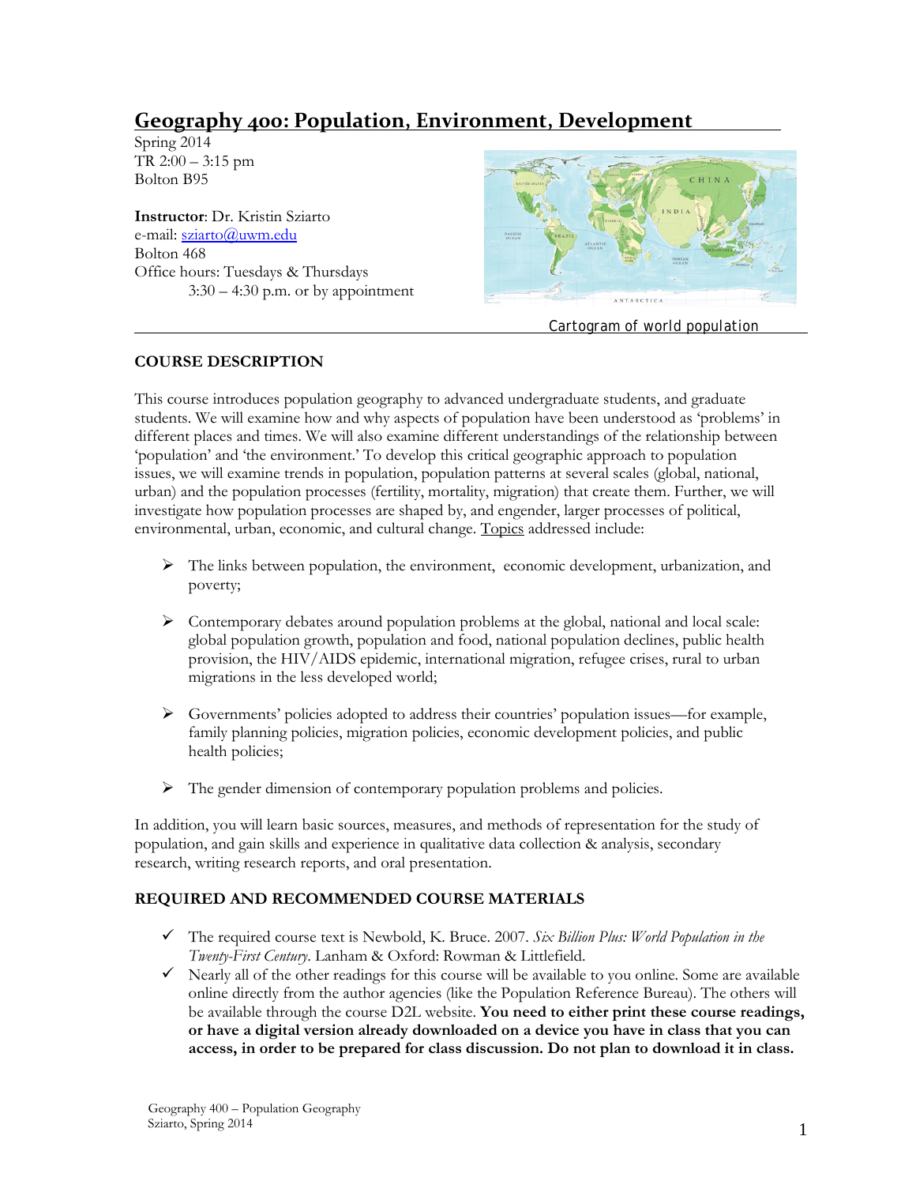# Geography 400: Population, Environment, Development

Spring 2014
TR 2:00 – 3:15 pm
Bolton B95

**Instructor**: Dr. Kristin Sziarto
e-mail: sziarto@uwm.edu
Bolton 468
Office hours: Tuesdays & Thursdays
3:30 – 4:30 p.m. or by appointment

Cartogram of world population

## COURSE DESCRIPTION

This course introduces population geography to advanced undergraduate students, and graduate students. We will examine how and why aspects of population have been understood as 'problems' in different places and times. We will also examine different understandings of the relationship between 'population' and 'the environment.' To develop this critical geographic approach to population issues, we will examine trends in population, population patterns at several scales (global, national, urban) and the population processes (fertility, mortality, migration) that create them. Further, we will investigate how population processes are shaped by, and engender, larger processes of political, environmental, urban, economic, and cultural change. Topics addressed include:

- The links between population, the environment, economic development, urbanization, and poverty;
- Contemporary debates around population problems at the global, national and local scale: global population growth, population and food, national population declines, public health provision, the HIV/AIDS epidemic, international migration, refugee crises, rural to urban migrations in the less developed world;
- Governments' policies adopted to address their countries' population issues—for example, family planning policies, migration policies, economic development policies, and public health policies;
- The gender dimension of contemporary population problems and policies.

In addition, you will learn basic sources, measures, and methods of representation for the study of population, and gain skills and experience in qualitative data collection & analysis, secondary research, writing research reports, and oral presentation.

## REQUIRED AND RECOMMENDED COURSE MATERIALS

- The required course text is Newbold, K. Bruce. 2007. *Six Billion Plus: World Population in the Twenty-First Century.* Lanham & Oxford: Rowman & Littlefield.
- Nearly all of the other readings for this course will be available to you online. Some are available online directly from the author agencies (like the Population Reference Bureau). The others will be available through the course D2L website. **You need to either print these course readings, or have a digital version already downloaded on a device you have in class that you can access, in order to be prepared for class discussion. Do not plan to download it in class.**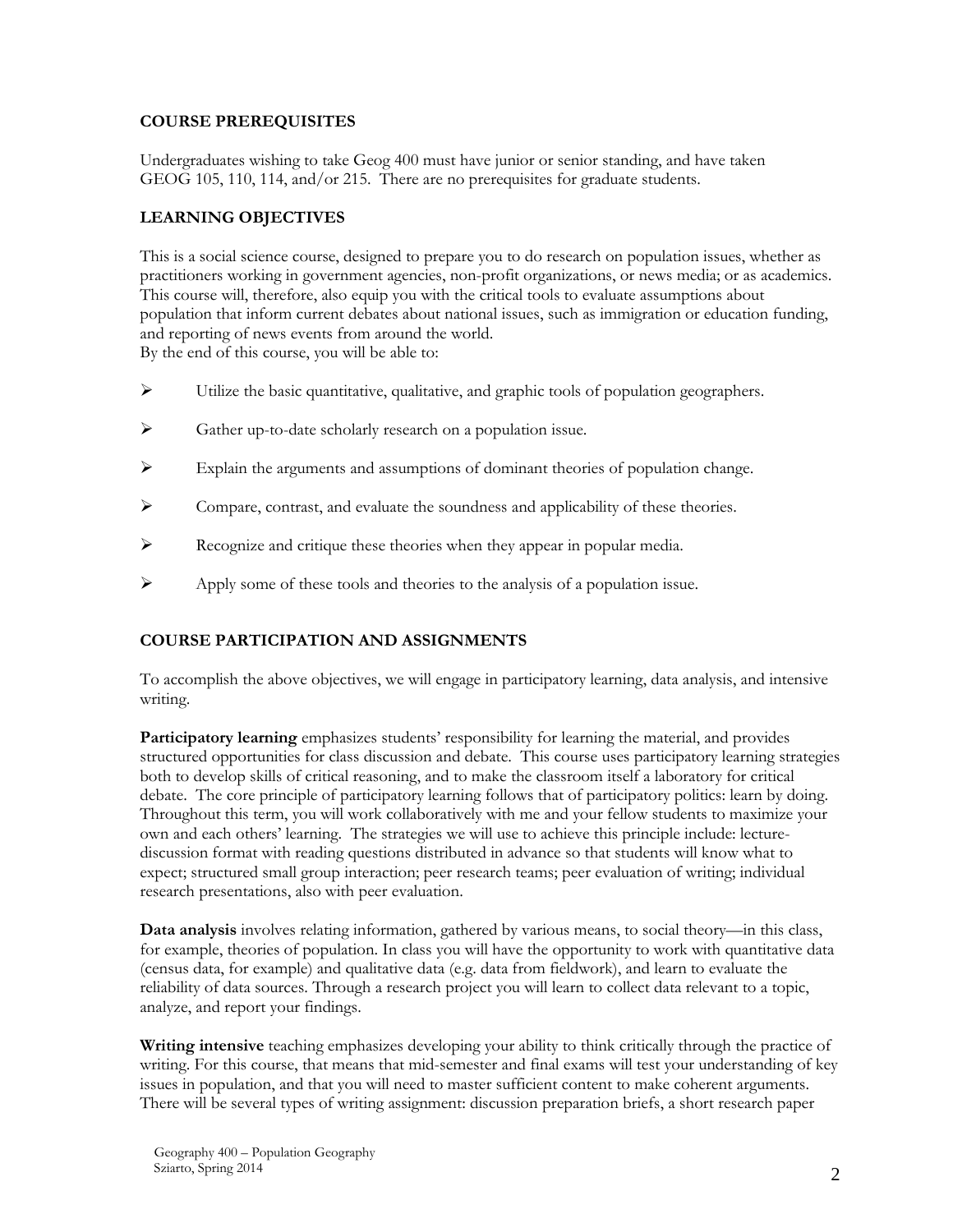## COURSE PREREQUISITES

Undergraduates wishing to take Geog 400 must have junior or senior standing, and have taken GEOG 105, 110, 114, and/or 215. There are no prerequisites for graduate students.

## LEARNING OBJECTIVES

This is a social science course, designed to prepare you to do research on population issues, whether as practitioners working in government agencies, non-profit organizations, or news media; or as academics. This course will, therefore, also equip you with the critical tools to evaluate assumptions about population that inform current debates about national issues, such as immigration or education funding, and reporting of news events from around the world.
By the end of this course, you will be able to:

- Utilize the basic quantitative, qualitative, and graphic tools of population geographers.
- Gather up-to-date scholarly research on a population issue.
- Explain the arguments and assumptions of dominant theories of population change.
- Compare, contrast, and evaluate the soundness and applicability of these theories.
- Recognize and critique these theories when they appear in popular media.
- Apply some of these tools and theories to the analysis of a population issue.

## COURSE PARTICIPATION AND ASSIGNMENTS

To accomplish the above objectives, we will engage in participatory learning, data analysis, and intensive writing.

**Participatory learning** emphasizes students' responsibility for learning the material, and provides structured opportunities for class discussion and debate. This course uses participatory learning strategies both to develop skills of critical reasoning, and to make the classroom itself a laboratory for critical debate. The core principle of participatory learning follows that of participatory politics: learn by doing. Throughout this term, you will work collaboratively with me and your fellow students to maximize your own and each others' learning. The strategies we will use to achieve this principle include: lecture-discussion format with reading questions distributed in advance so that students will know what to expect; structured small group interaction; peer research teams; peer evaluation of writing; individual research presentations, also with peer evaluation.

**Data analysis** involves relating information, gathered by various means, to social theory—in this class, for example, theories of population. In class you will have the opportunity to work with quantitative data (census data, for example) and qualitative data (e.g. data from fieldwork), and learn to evaluate the reliability of data sources. Through a research project you will learn to collect data relevant to a topic, analyze, and report your findings.

**Writing intensive** teaching emphasizes developing your ability to think critically through the practice of writing. For this course, that means that mid-semester and final exams will test your understanding of key issues in population, and that you will need to master sufficient content to make coherent arguments. There will be several types of writing assignment: discussion preparation briefs, a short research paper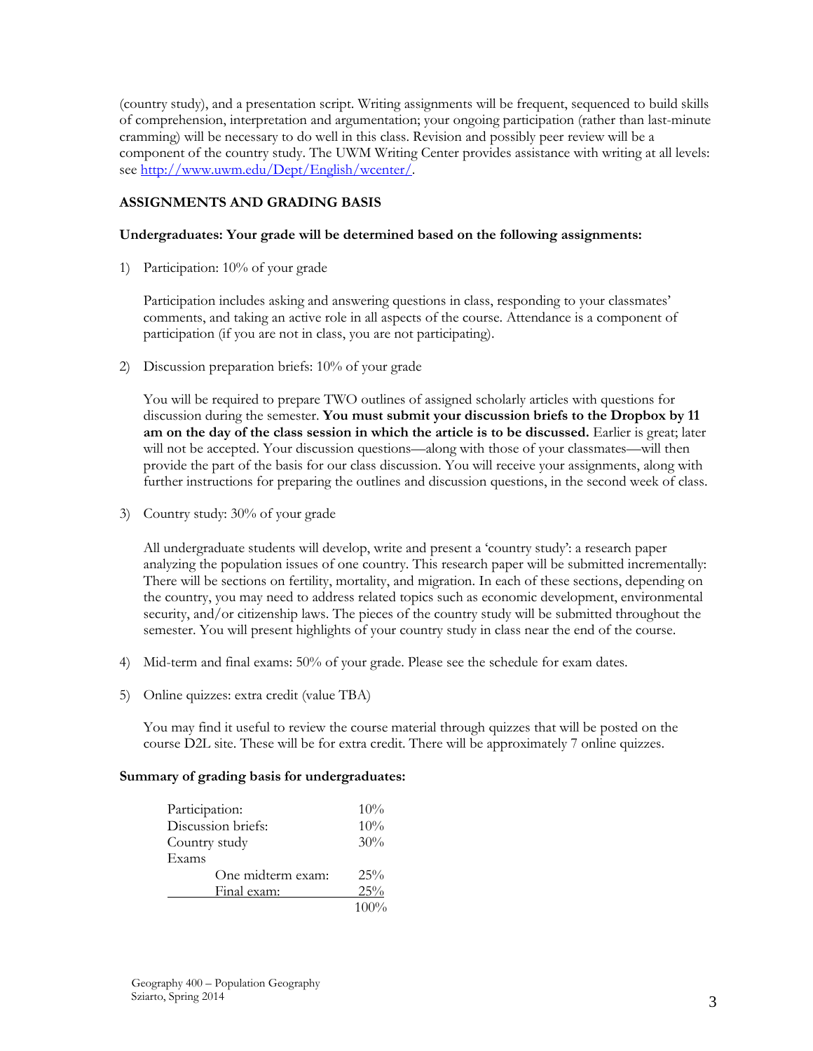(country study), and a presentation script. Writing assignments will be frequent, sequenced to build skills of comprehension, interpretation and argumentation; your ongoing participation (rather than last-minute cramming) will be necessary to do well in this class. Revision and possibly peer review will be a component of the country study. The UWM Writing Center provides assistance with writing at all levels: see http://www.uwm.edu/Dept/English/wcenter/.

**ASSIGNMENTS AND GRADING BASIS**

**Undergraduates: Your grade will be determined based on the following assignments:**

1) Participation: 10% of your grade

   Participation includes asking and answering questions in class, responding to your classmates' comments, and taking an active role in all aspects of the course. Attendance is a component of participation (if you are not in class, you are not participating).

2) Discussion preparation briefs: 10% of your grade

   You will be required to prepare TWO outlines of assigned scholarly articles with questions for discussion during the semester. **You must submit your discussion briefs to the Dropbox by 11 am on the day of the class session in which the article is to be discussed.** Earlier is great; later will not be accepted. Your discussion questions—along with those of your classmates—will then provide the part of the basis for our class discussion. You will receive your assignments, along with further instructions for preparing the outlines and discussion questions, in the second week of class.

3) Country study: 30% of your grade

   All undergraduate students will develop, write and present a 'country study': a research paper analyzing the population issues of one country. This research paper will be submitted incrementally: There will be sections on fertility, mortality, and migration. In each of these sections, depending on the country, you may need to address related topics such as economic development, environmental security, and/or citizenship laws. The pieces of the country study will be submitted throughout the semester. You will present highlights of your country study in class near the end of the course.

4) Mid-term and final exams: 50% of your grade. Please see the schedule for exam dates.

5) Online quizzes: extra credit (value TBA)

   You may find it useful to review the course material through quizzes that will be posted on the course D2L site. These will be for extra credit. There will be approximately 7 online quizzes.

**Summary of grading basis for undergraduates:**

| | |
|---|---|
| Participation: | 10% |
| Discussion briefs: | 10% |
| Country study | 30% |
| Exams | |
| One midterm exam: | 25% |
| Final exam: | 25% |
| | 100% |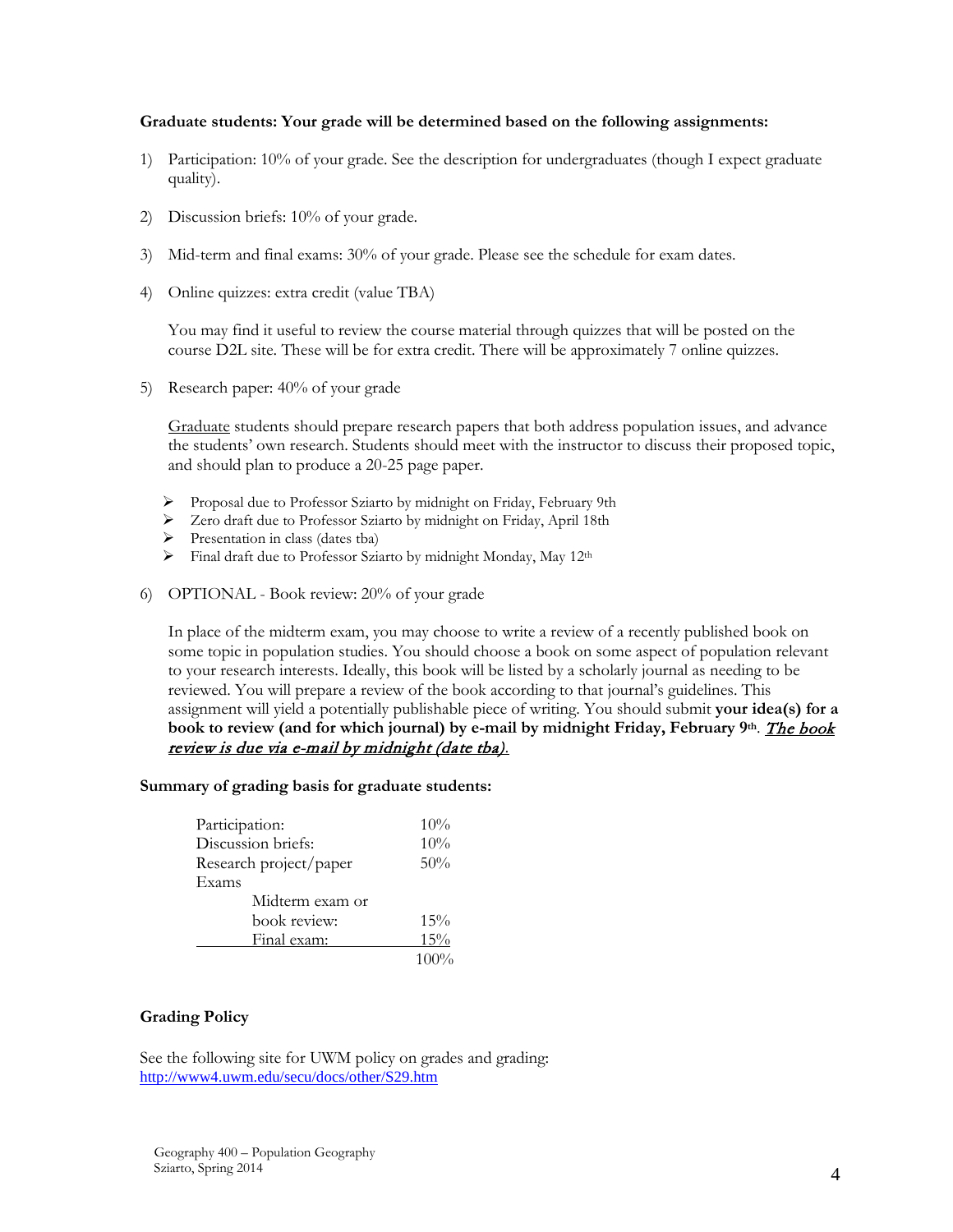**Graduate students: Your grade will be determined based on the following assignments:**

1) Participation: 10% of your grade. See the description for undergraduates (though I expect graduate quality).

2) Discussion briefs: 10% of your grade.

3) Mid-term and final exams: 30% of your grade. Please see the schedule for exam dates.

4) Online quizzes: extra credit (value TBA)

   You may find it useful to review the course material through quizzes that will be posted on the course D2L site. These will be for extra credit. There will be approximately 7 online quizzes.

5) Research paper: 40% of your grade

   Graduate students should prepare research papers that both address population issues, and advance the students' own research. Students should meet with the instructor to discuss their proposed topic, and should plan to produce a 20-25 page paper.

   - Proposal due to Professor Sziarto by midnight on Friday, February 9th
   - Zero draft due to Professor Sziarto by midnight on Friday, April 18th
   - Presentation in class (dates tba)
   - Final draft due to Professor Sziarto by midnight Monday, May 12th

6) OPTIONAL - Book review: 20% of your grade

   In place of the midterm exam, you may choose to write a review of a recently published book on some topic in population studies. You should choose a book on some aspect of population relevant to your research interests. Ideally, this book will be listed by a scholarly journal as needing to be reviewed. You will prepare a review of the book according to that journal's guidelines. This assignment will yield a potentially publishable piece of writing. You should submit **your idea(s) for a book to review (and for which journal) by e-mail by midnight Friday, February 9th**. ***The book review is due via e-mail by midnight (date tba)***.

**Summary of grading basis for graduate students:**

| | |
|---|---|
| Participation: | 10% |
| Discussion briefs: | 10% |
| Research project/paper | 50% |
| Exams | |
| Midterm exam or book review: | 15% |
| Final exam: | 15% |
| | 100% |

**Grading Policy**

See the following site for UWM policy on grades and grading:
http://www4.uwm.edu/secu/docs/other/S29.htm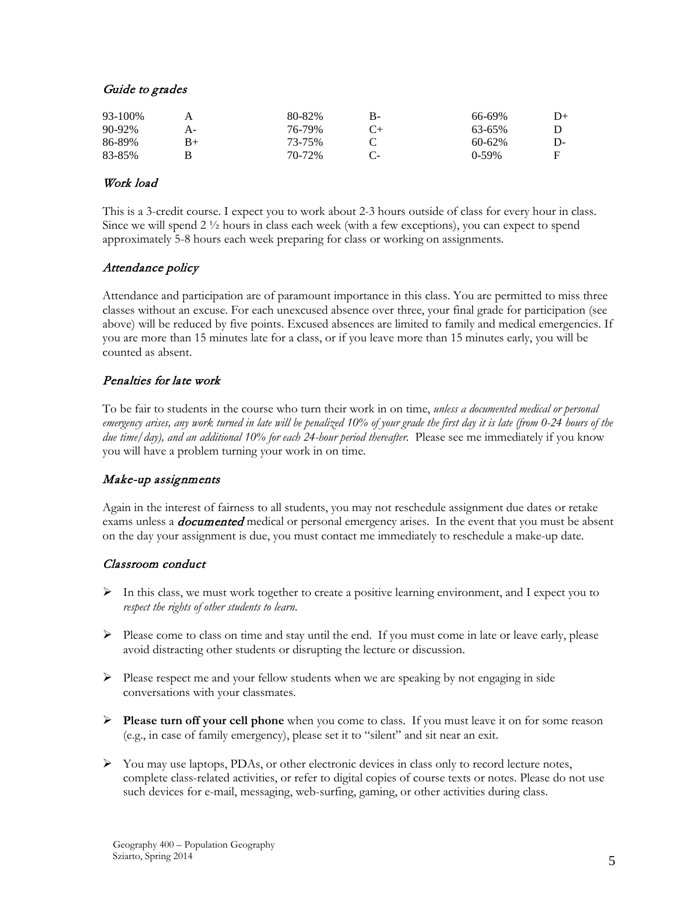### *Guide to grades*

| | | | | | |
|---|---|---|---|---|---|
| 93-100% | A | 80-82% | B- | 66-69% | D+ |
| 90-92% | A- | 76-79% | C+ | 63-65% | D |
| 86-89% | B+ | 73-75% | C | 60-62% | D- |
| 83-85% | B | 70-72% | C- | 0-59% | F |

### *Work load*

This is a 3-credit course. I expect you to work about 2-3 hours outside of class for every hour in class. Since we will spend 2 ½ hours in class each week (with a few exceptions), you can expect to spend approximately 5-8 hours each week preparing for class or working on assignments.

### *Attendance policy*

Attendance and participation are of paramount importance in this class. You are permitted to miss three classes without an excuse. For each unexcused absence over three, your final grade for participation (see above) will be reduced by five points. Excused absences are limited to family and medical emergencies. If you are more than 15 minutes late for a class, or if you leave more than 15 minutes early, you will be counted as absent.

### *Penalties for late work*

To be fair to students in the course who turn their work in on time, *unless a documented medical or personal emergency arises, any work turned in late will be penalized 10% of your grade the first day it is late (from 0-24 hours of the due time/day), and an additional 10% for each 24-hour period thereafter.* Please see me immediately if you know you will have a problem turning your work in on time.

### *Make-up assignments*

Again in the interest of fairness to all students, you may not reschedule assignment due dates or retake exams unless a ***documented*** medical or personal emergency arises. In the event that you must be absent on the day your assignment is due, you must contact me immediately to reschedule a make-up date.

### *Classroom conduct*

- In this class, we must work together to create a positive learning environment, and I expect you to *respect the rights of other students to learn.*
- Please come to class on time and stay until the end. If you must come in late or leave early, please avoid distracting other students or disrupting the lecture or discussion.
- Please respect me and your fellow students when we are speaking by not engaging in side conversations with your classmates.
- **Please turn off your cell phone** when you come to class. If you must leave it on for some reason (e.g., in case of family emergency), please set it to "silent" and sit near an exit.
- You may use laptops, PDAs, or other electronic devices in class only to record lecture notes, complete class-related activities, or refer to digital copies of course texts or notes. Please do not use such devices for e-mail, messaging, web-surfing, gaming, or other activities during class.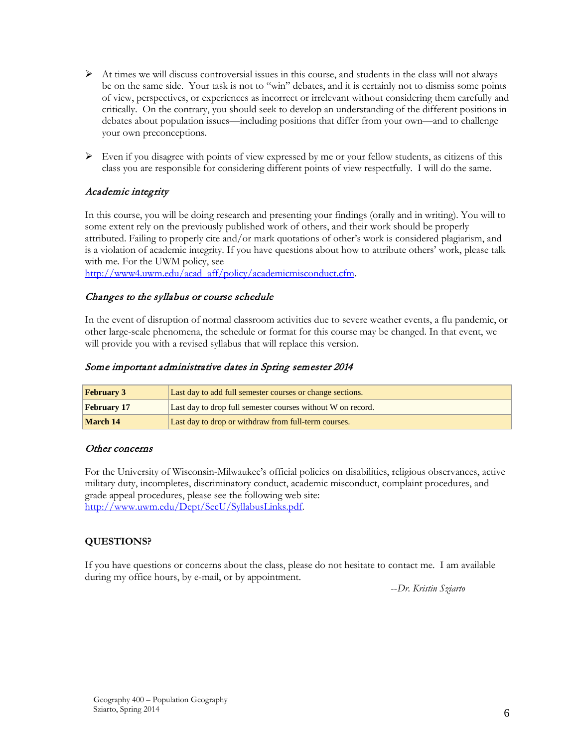- At times we will discuss controversial issues in this course, and students in the class will not always be on the same side. Your task is not to "win" debates, and it is certainly not to dismiss some points of view, perspectives, or experiences as incorrect or irrelevant without considering them carefully and critically. On the contrary, you should seek to develop an understanding of the different positions in debates about population issues—including positions that differ from your own—and to challenge your own preconceptions.

- Even if you disagree with points of view expressed by me or your fellow students, as citizens of this class you are responsible for considering different points of view respectfully. I will do the same.

### *Academic integrity*

In this course, you will be doing research and presenting your findings (orally and in writing). You will to some extent rely on the previously published work of others, and their work should be properly attributed. Failing to properly cite and/or mark quotations of other's work is considered plagiarism, and is a violation of academic integrity. If you have questions about how to attribute others' work, please talk with me. For the UWM policy, see http://www4.uwm.edu/acad_aff/policy/academicmisconduct.cfm.

### *Changes to the syllabus or course schedule*

In the event of disruption of normal classroom activities due to severe weather events, a flu pandemic, or other large-scale phenomena, the schedule or format for this course may be changed. In that event, we will provide you with a revised syllabus that will replace this version.

### *Some important administrative dates in Spring semester 2014*

| | |
|---|---|
| **February 3** | Last day to add full semester courses or change sections. |
| **February 17** | Last day to drop full semester courses without W on record. |
| **March 14** | Last day to drop or withdraw from full-term courses. |

### *Other concerns*

For the University of Wisconsin-Milwaukee's official policies on disabilities, religious observances, active military duty, incompletes, discriminatory conduct, academic misconduct, complaint procedures, and grade appeal procedures, please see the following web site: http://www.uwm.edu/Dept/SecU/SyllabusLinks.pdf.

## QUESTIONS?

If you have questions or concerns about the class, please do not hesitate to contact me. I am available during my office hours, by e-mail, or by appointment.

*--Dr. Kristin Sziarto*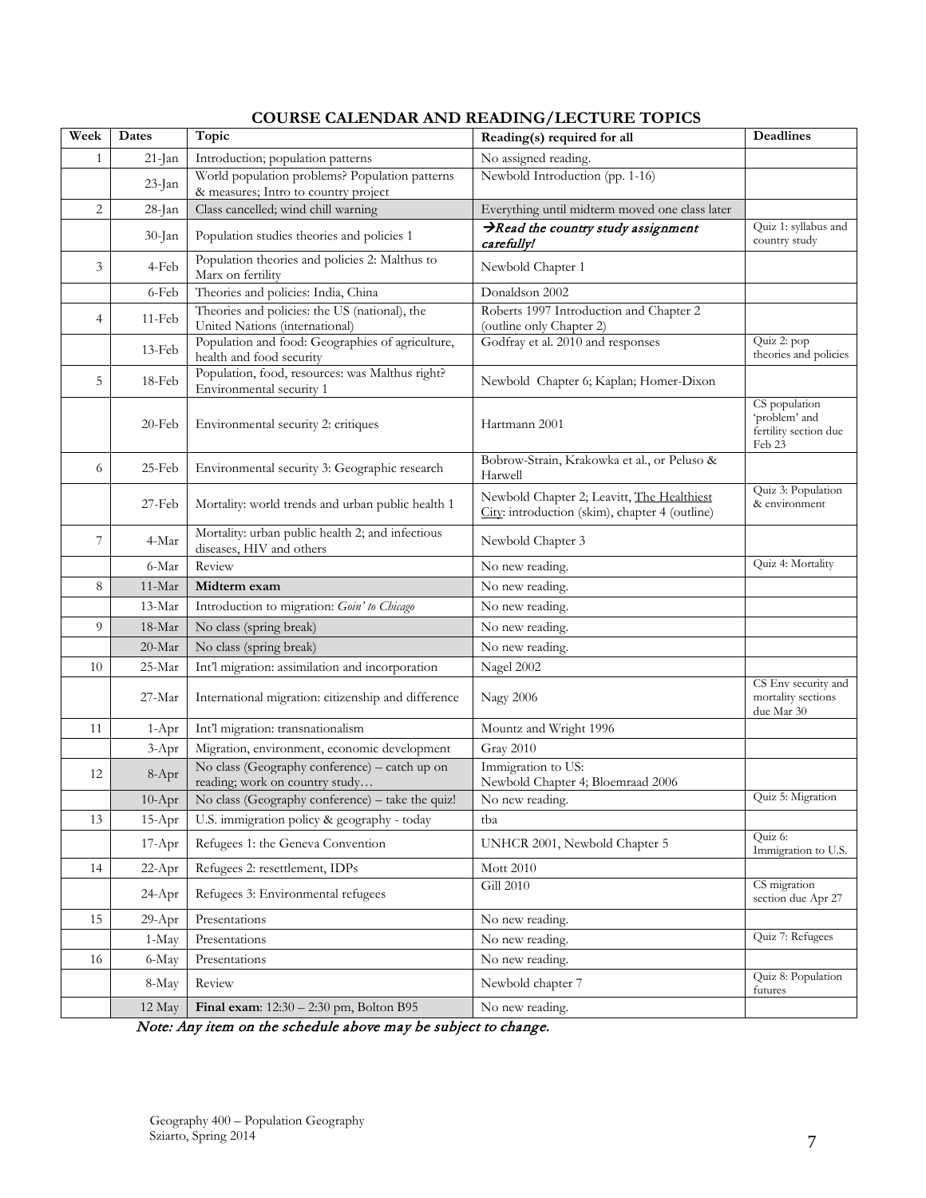## COURSE CALENDAR AND READING/LECTURE TOPICS

| Week | Dates | Topic | Reading(s) required for all | Deadlines |
|---|---|---|---|---|
| 1 | 21-Jan | Introduction; population patterns | No assigned reading. | |
| | 23-Jan | World population problems? Population patterns & measures; Intro to country project | Newbold Introduction (pp. 1-16) | |
| 2 | 28-Jan | Class cancelled; wind chill warning | Everything until midterm moved one class later | |
| | 30-Jan | Population studies theories and policies 1 | *→Read the country study assignment carefully!* | Quiz 1: syllabus and country study |
| 3 | 4-Feb | Population theories and policies 2: Malthus to Marx on fertility | Newbold Chapter 1 | |
| | 6-Feb | Theories and policies: India, China | Donaldson 2002 | |
| 4 | 11-Feb | Theories and policies: the US (national), the United Nations (international) | Roberts 1997 Introduction and Chapter 2 (outline only Chapter 2) | |
| | 13-Feb | Population and food: Geographies of agriculture, health and food security | Godfray et al. 2010 and responses | Quiz 2: pop theories and policies |
| 5 | 18-Feb | Population, food, resources: was Malthus right? Environmental security 1 | Newbold Chapter 6; Kaplan; Homer-Dixon | |
| | 20-Feb | Environmental security 2: critiques | Hartmann 2001 | CS population 'problem' and fertility section due Feb 23 |
| 6 | 25-Feb | Environmental security 3: Geographic research | Bobrow-Strain, Krakowka et al., or Peluso & Harwell | |
| | 27-Feb | Mortality: world trends and urban public health 1 | Newbold Chapter 2; Leavitt, The Healthiest City: introduction (skim), chapter 4 (outline) | Quiz 3: Population & environment |
| 7 | 4-Mar | Mortality: urban public health 2; and infectious diseases, HIV and others | Newbold Chapter 3 | |
| | 6-Mar | Review | No new reading. | Quiz 4: Mortality |
| 8 | 11-Mar | **Midterm exam** | No new reading. | |
| | 13-Mar | Introduction to migration: *Goin' to Chicago* | No new reading. | |
| 9 | 18-Mar | No class (spring break) | No new reading. | |
| | 20-Mar | No class (spring break) | No new reading. | |
| 10 | 25-Mar | Int'l migration: assimilation and incorporation | Nagel 2002 | |
| | 27-Mar | International migration: citizenship and difference | Nagy 2006 | CS Env security and mortality sections due Mar 30 |
| 11 | 1-Apr | Int'l migration: transnationalism | Mountz and Wright 1996 | |
| | 3-Apr | Migration, environment, economic development | Gray 2010 | |
| 12 | 8-Apr | No class (Geography conference) – catch up on reading; work on country study… | Immigration to US: Newbold Chapter 4; Bloemraad 2006 | |
| | 10-Apr | No class (Geography conference) – take the quiz! | No new reading. | Quiz 5: Migration |
| 13 | 15-Apr | U.S. immigration policy & geography - today | tba | |
| | 17-Apr | Refugees 1: the Geneva Convention | UNHCR 2001, Newbold Chapter 5 | Quiz 6: Immigration to U.S. |
| 14 | 22-Apr | Refugees 2: resettlement, IDPs | Mott 2010 | |
| | 24-Apr | Refugees 3: Environmental refugees | Gill 2010 | CS migration section due Apr 27 |
| 15 | 29-Apr | Presentations | No new reading. | |
| | 1-May | Presentations | No new reading. | Quiz 7: Refugees |
| 16 | 6-May | Presentations | No new reading. | |
| | 8-May | Review | Newbold chapter 7 | Quiz 8: Population futures |
| | 12 May | **Final exam**: 12:30 – 2:30 pm, Bolton B95 | No new reading. | |

*Note: Any item on the schedule above may be subject to change.*